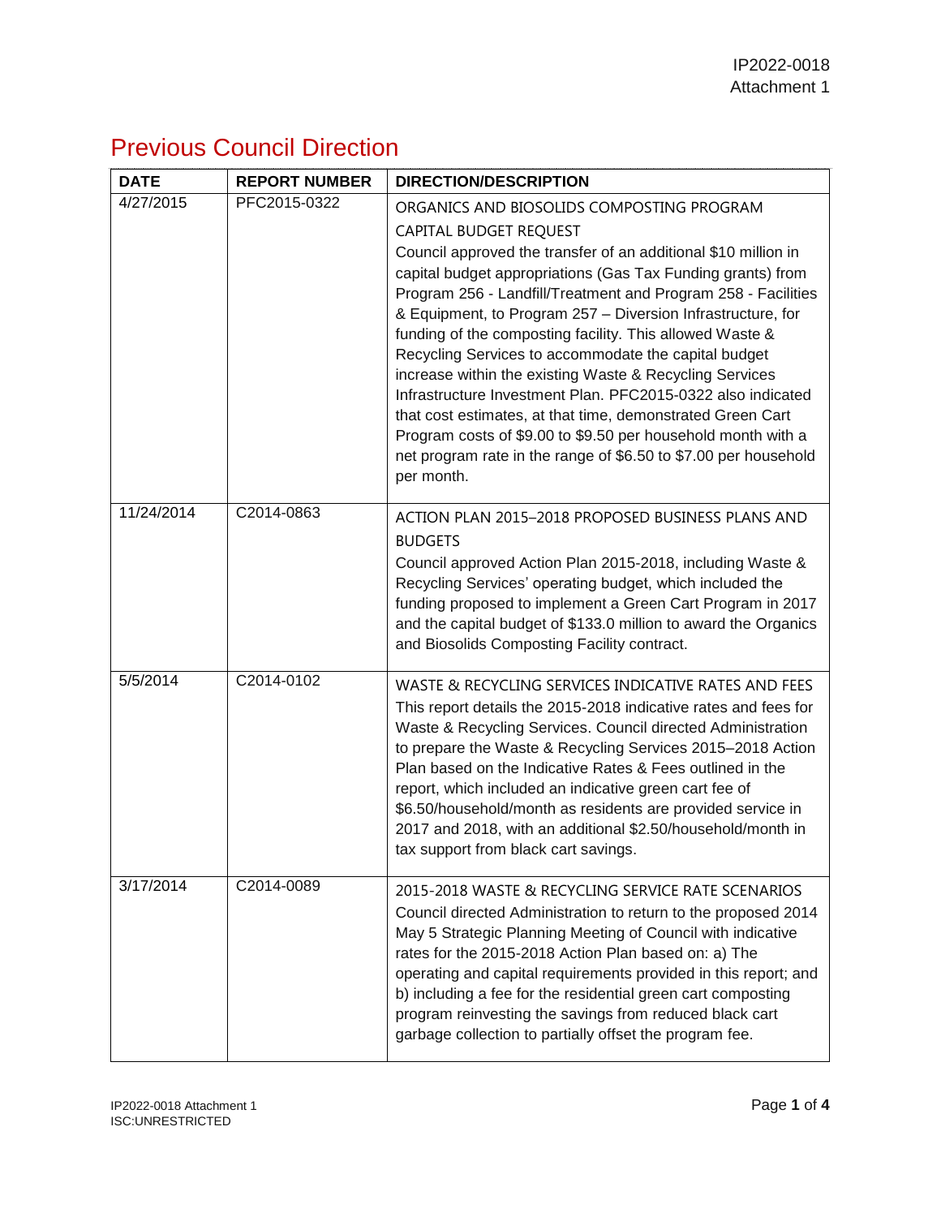IP2022-0018
Attachment 1

# Previous Council Direction

| DATE | REPORT NUMBER | DIRECTION/DESCRIPTION |
|---|---|---|
| 4/27/2015 | PFC2015-0322 | ORGANICS AND BIOSOLIDS COMPOSTING PROGRAM CAPITAL BUDGET REQUEST<br>Council approved the transfer of an additional $10 million in capital budget appropriations (Gas Tax Funding grants) from Program 256 - Landfill/Treatment and Program 258 - Facilities & Equipment, to Program 257 – Diversion Infrastructure, for funding of the composting facility. This allowed Waste & Recycling Services to accommodate the capital budget increase within the existing Waste & Recycling Services Infrastructure Investment Plan. PFC2015-0322 also indicated that cost estimates, at that time, demonstrated Green Cart Program costs of $9.00 to $9.50 per household month with a net program rate in the range of $6.50 to $7.00 per household per month. |
| 11/24/2014 | C2014-0863 | ACTION PLAN 2015–2018 PROPOSED BUSINESS PLANS AND BUDGETS<br>Council approved Action Plan 2015-2018, including Waste & Recycling Services' operating budget, which included the funding proposed to implement a Green Cart Program in 2017 and the capital budget of $133.0 million to award the Organics and Biosolids Composting Facility contract. |
| 5/5/2014 | C2014-0102 | WASTE & RECYCLING SERVICES INDICATIVE RATES AND FEES<br>This report details the 2015-2018 indicative rates and fees for Waste & Recycling Services. Council directed Administration to prepare the Waste & Recycling Services 2015–2018 Action Plan based on the Indicative Rates & Fees outlined in the report, which included an indicative green cart fee of $6.50/household/month as residents are provided service in 2017 and 2018, with an additional $2.50/household/month in tax support from black cart savings. |
| 3/17/2014 | C2014-0089 | 2015-2018 WASTE & RECYCLING SERVICE RATE SCENARIOS<br>Council directed Administration to return to the proposed 2014 May 5 Strategic Planning Meeting of Council with indicative rates for the 2015-2018 Action Plan based on: a) The operating and capital requirements provided in this report; and b) including a fee for the residential green cart composting program reinvesting the savings from reduced black cart garbage collection to partially offset the program fee. |

IP2022-0018 Attachment 1
ISC:UNRESTRICTED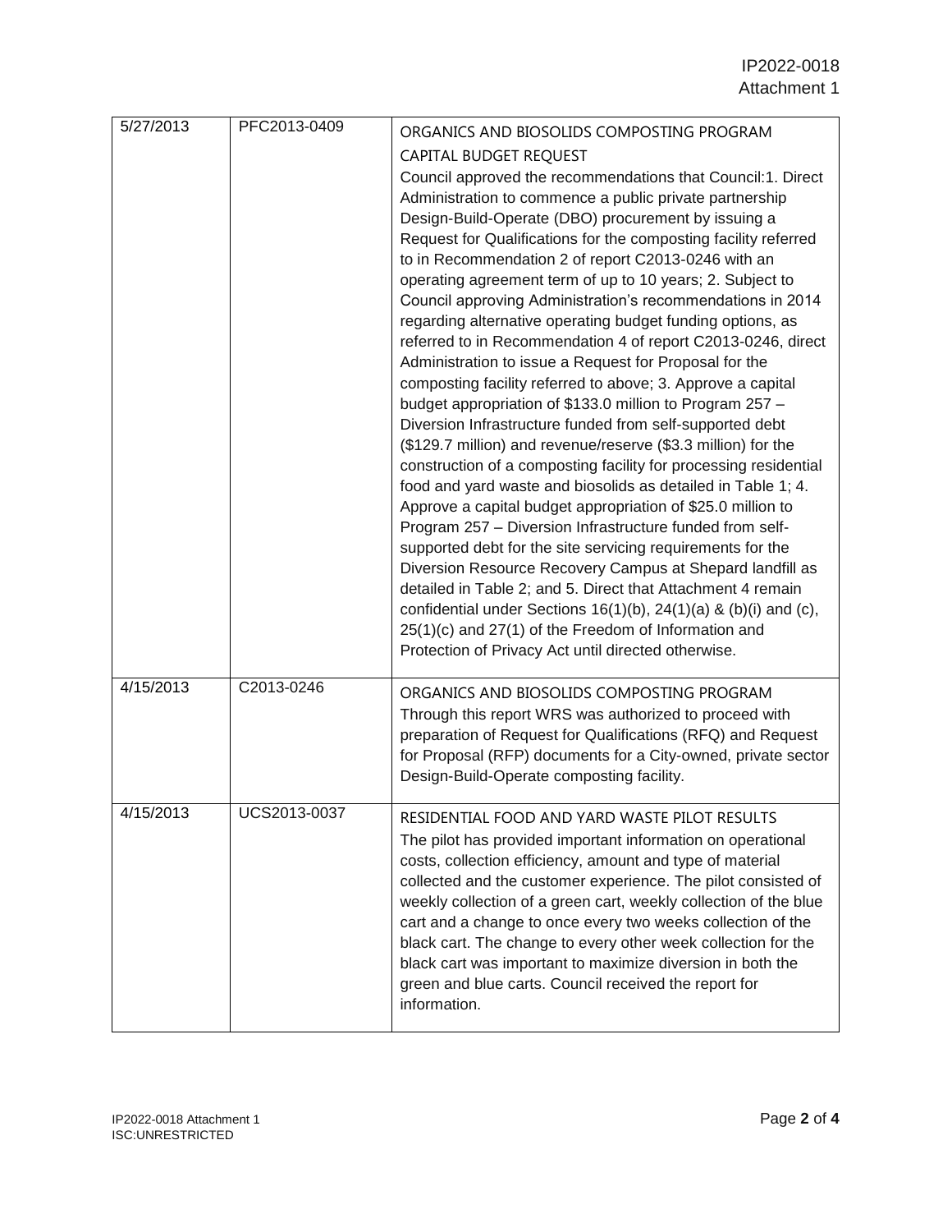| | | |
|---|---|---|
| 5/27/2013 | PFC2013-0409 | ORGANICS AND BIOSOLIDS COMPOSTING PROGRAM CAPITAL BUDGET REQUEST<br>Council approved the recommendations that Council:1. Direct Administration to commence a public private partnership Design-Build-Operate (DBO) procurement by issuing a Request for Qualifications for the composting facility referred to in Recommendation 2 of report C2013-0246 with an operating agreement term of up to 10 years; 2. Subject to Council approving Administration's recommendations in 2014 regarding alternative operating budget funding options, as referred to in Recommendation 4 of report C2013-0246, direct Administration to issue a Request for Proposal for the composting facility referred to above; 3. Approve a capital budget appropriation of $133.0 million to Program 257 – Diversion Infrastructure funded from self-supported debt ($129.7 million) and revenue/reserve ($3.3 million) for the construction of a composting facility for processing residential food and yard waste and biosolids as detailed in Table 1; 4. Approve a capital budget appropriation of $25.0 million to Program 257 – Diversion Infrastructure funded from self-supported debt for the site servicing requirements for the Diversion Resource Recovery Campus at Shepard landfill as detailed in Table 2; and 5. Direct that Attachment 4 remain confidential under Sections 16(1)(b), 24(1)(a) & (b)(i) and (c), 25(1)(c) and 27(1) of the Freedom of Information and Protection of Privacy Act until directed otherwise. |
| 4/15/2013 | C2013-0246 | ORGANICS AND BIOSOLIDS COMPOSTING PROGRAM<br>Through this report WRS was authorized to proceed with preparation of Request for Qualifications (RFQ) and Request for Proposal (RFP) documents for a City-owned, private sector Design-Build-Operate composting facility. |
| 4/15/2013 | UCS2013-0037 | RESIDENTIAL FOOD AND YARD WASTE PILOT RESULTS<br>The pilot has provided important information on operational costs, collection efficiency, amount and type of material collected and the customer experience. The pilot consisted of weekly collection of a green cart, weekly collection of the blue cart and a change to once every two weeks collection of the black cart. The change to every other week collection for the black cart was important to maximize diversion in both the green and blue carts. Council received the report for information. |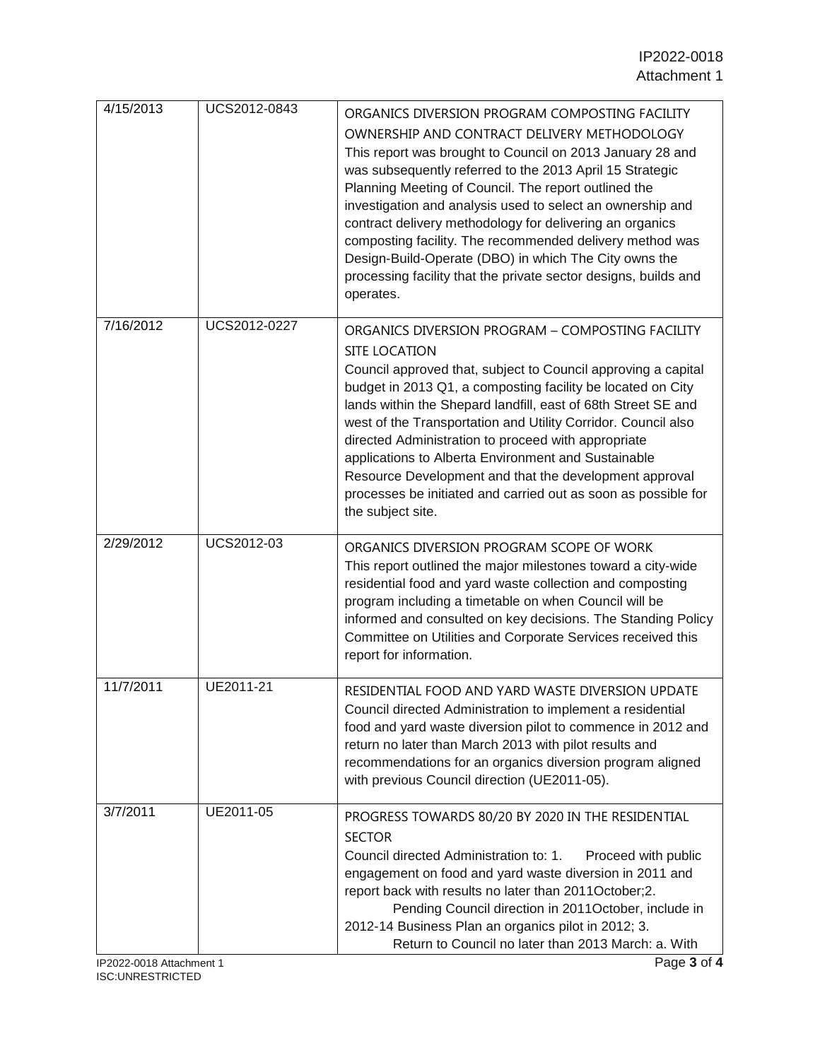| | | |
|---|---|---|
| 4/15/2013 | UCS2012-0843 | ORGANICS DIVERSION PROGRAM COMPOSTING FACILITY OWNERSHIP AND CONTRACT DELIVERY METHODOLOGY<br>This report was brought to Council on 2013 January 28 and was subsequently referred to the 2013 April 15 Strategic Planning Meeting of Council. The report outlined the investigation and analysis used to select an ownership and contract delivery methodology for delivering an organics composting facility. The recommended delivery method was Design-Build-Operate (DBO) in which The City owns the processing facility that the private sector designs, builds and operates. |
| 7/16/2012 | UCS2012-0227 | ORGANICS DIVERSION PROGRAM – COMPOSTING FACILITY SITE LOCATION<br>Council approved that, subject to Council approving a capital budget in 2013 Q1, a composting facility be located on City lands within the Shepard landfill, east of 68th Street SE and west of the Transportation and Utility Corridor. Council also directed Administration to proceed with appropriate applications to Alberta Environment and Sustainable Resource Development and that the development approval processes be initiated and carried out as soon as possible for the subject site. |
| 2/29/2012 | UCS2012-03 | ORGANICS DIVERSION PROGRAM SCOPE OF WORK<br>This report outlined the major milestones toward a city-wide residential food and yard waste collection and composting program including a timetable on when Council will be informed and consulted on key decisions. The Standing Policy Committee on Utilities and Corporate Services received this report for information. |
| 11/7/2011 | UE2011-21 | RESIDENTIAL FOOD AND YARD WASTE DIVERSION UPDATE<br>Council directed Administration to implement a residential food and yard waste diversion pilot to commence in 2012 and return no later than March 2013 with pilot results and recommendations for an organics diversion program aligned with previous Council direction (UE2011-05). |
| 3/7/2011 | UE2011-05 | PROGRESS TOWARDS 80/20 BY 2020 IN THE RESIDENTIAL SECTOR<br>Council directed Administration to: 1. Proceed with public engagement on food and yard waste diversion in 2011 and report back with results no later than 2011October;2. Pending Council direction in 2011October, include in 2012-14 Business Plan an organics pilot in 2012; 3. Return to Council no later than 2013 March: a. With |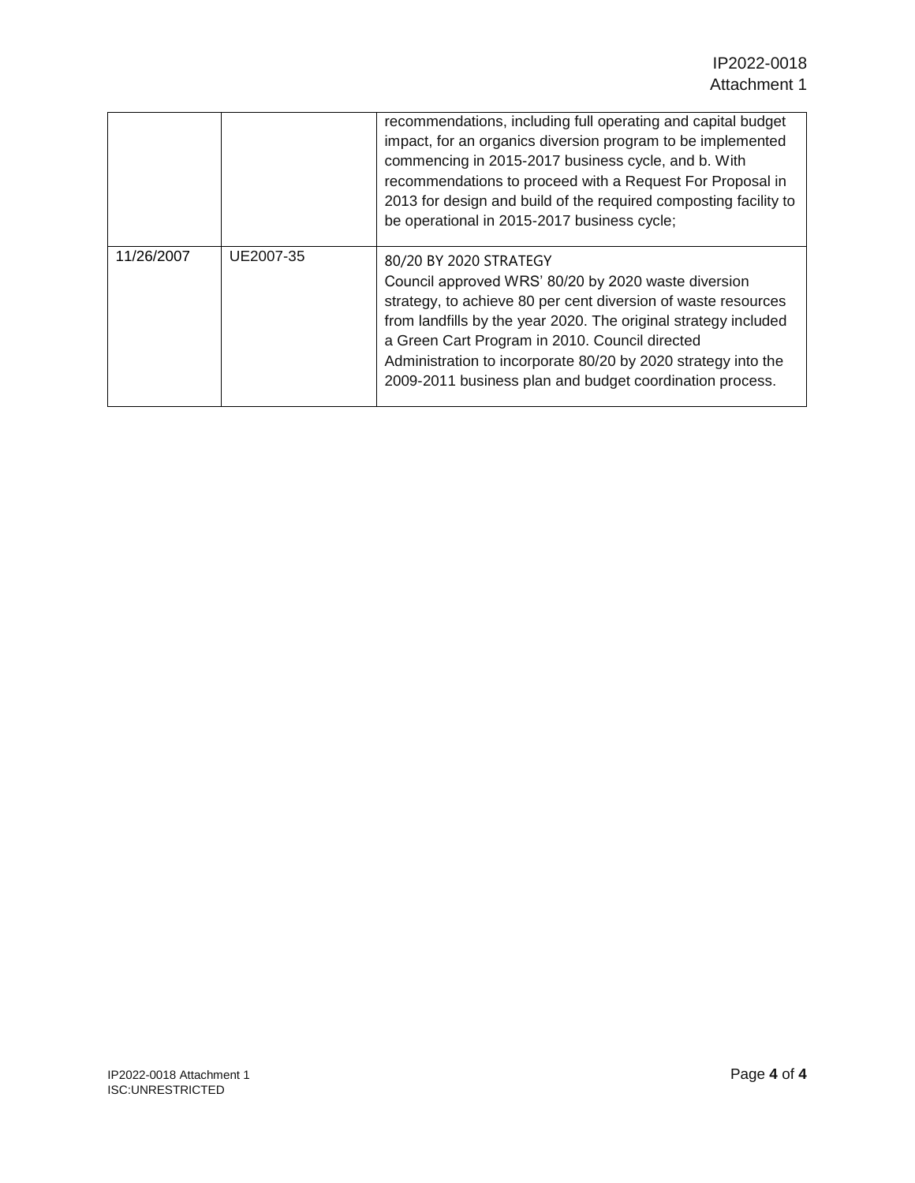| | | |
|---|---|---|
| | | recommendations, including full operating and capital budget impact, for an organics diversion program to be implemented commencing in 2015-2017 business cycle, and b. With recommendations to proceed with a Request For Proposal in 2013 for design and build of the required composting facility to be operational in 2015-2017 business cycle; |
| 11/26/2007 | UE2007-35 | 80/20 BY 2020 STRATEGY<br>Council approved WRS' 80/20 by 2020 waste diversion strategy, to achieve 80 per cent diversion of waste resources from landfills by the year 2020. The original strategy included a Green Cart Program in 2010. Council directed Administration to incorporate 80/20 by 2020 strategy into the 2009-2011 business plan and budget coordination process. |